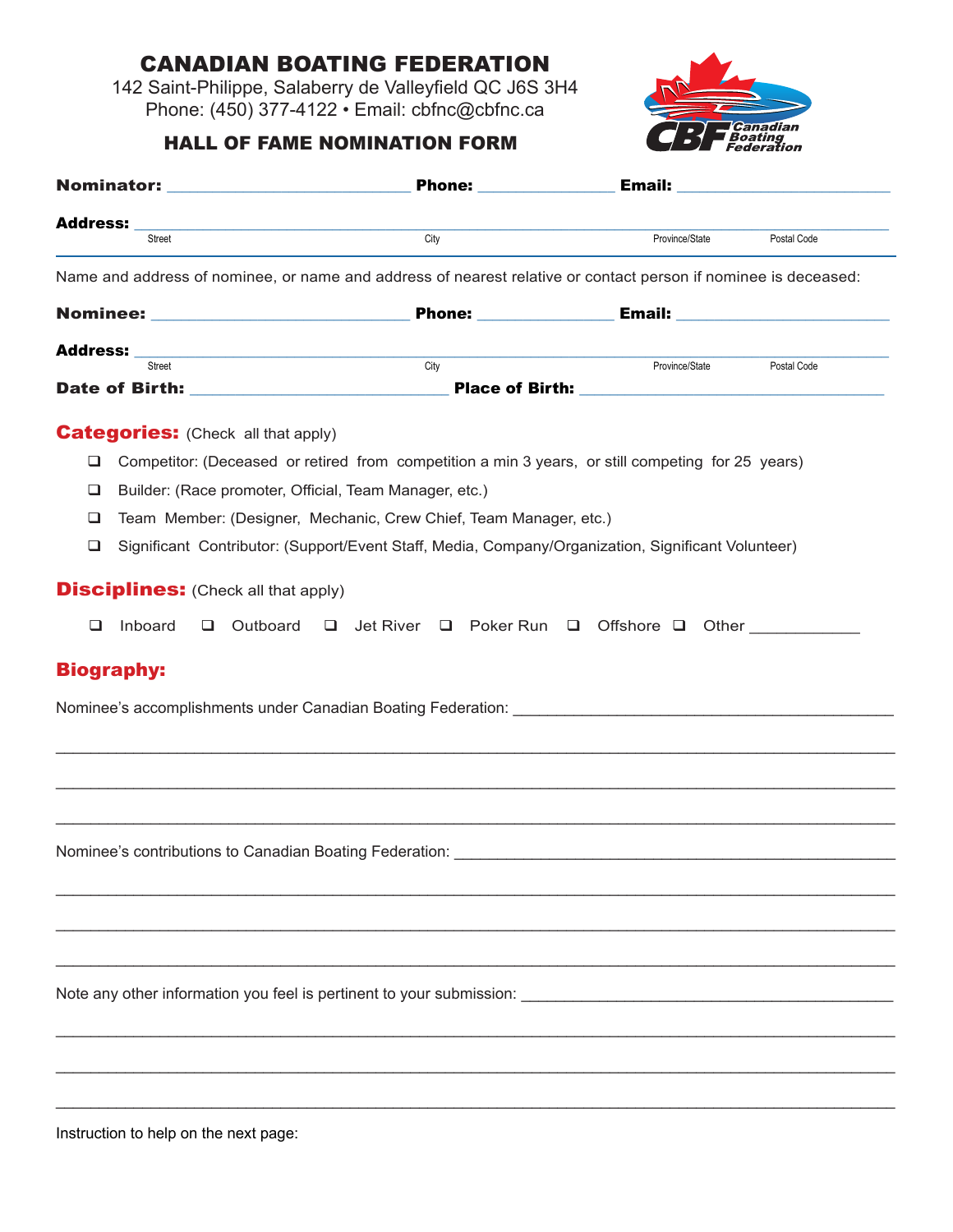# CANADIAN BOATING FEDERATION

142 Saint-Philippe, Salaberry de Valleyfield QC J6S 3H4
Phone: (450) 377-4122 • Email: cbfnc@cbfnc.ca

## HALL OF FAME NOMINATION FORM

**Nominator:** ______________________ **Phone:** ____________ **Email:** ____________________

**Address:** ________________________________________________________________
Street | City | Province/State | Postal Code

Name and address of nominee, or name and address of nearest relative or contact person if nominee is deceased:

**Nominee:** ______________________ **Phone:** ____________ **Email:** ____________________

**Address:** ________________________________________________________________
Street | City | Province/State | Postal Code

**Date of Birth:** ______________________ **Place of Birth:** ____________________________

## Categories: (Check all that apply)

- ❑ Competitor: (Deceased or retired from competition a min 3 years, or still competing for 25 years)
- ❑ Builder: (Race promoter, Official, Team Manager, etc.)
- ❑ Team Member: (Designer, Mechanic, Crew Chief, Team Manager, etc.)
- ❑ Significant Contributor: (Support/Event Staff, Media, Company/Organization, Significant Volunteer)

## Disciplines: (Check all that apply)

❑ Inboard ❑ Outboard ❑ Jet River ❑ Poker Run ❑ Offshore ❑ Other __________

## Biography:

Nominee's accomplishments under Canadian Boating Federation: ___________________________________

________________________________________________________________________________

________________________________________________________________________________

________________________________________________________________________________

Nominee's contributions to Canadian Boating Federation: ______________________________________

________________________________________________________________________________

________________________________________________________________________________

________________________________________________________________________________

Note any other information you feel is pertinent to your submission: ___________________________

________________________________________________________________________________

________________________________________________________________________________

________________________________________________________________________________

Instruction to help on the next page: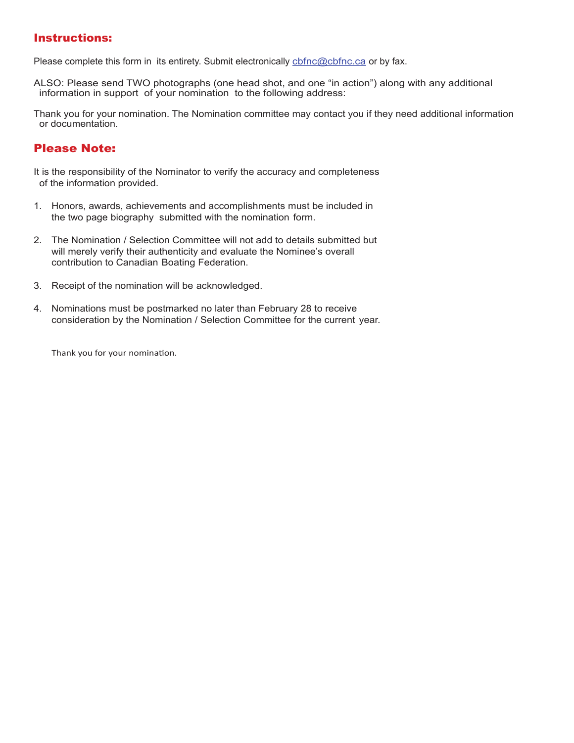## Instructions:

Please complete this form in its entirety. Submit electronically cbfnc@cbfnc.ca or by fax.

ALSO: Please send TWO photographs (one head shot, and one "in action") along with any additional information in support of your nomination to the following address:

Thank you for your nomination. The Nomination committee may contact you if they need additional information or documentation.

## Please Note:

It is the responsibility of the Nominator to verify the accuracy and completeness of the information provided.

1. Honors, awards, achievements and accomplishments must be included in the two page biography submitted with the nomination form.

2. The Nomination / Selection Committee will not add to details submitted but will merely verify their authenticity and evaluate the Nominee's overall contribution to Canadian Boating Federation.

3. Receipt of the nomination will be acknowledged.

4. Nominations must be postmarked no later than February 28 to receive consideration by the Nomination / Selection Committee for the current year.

Thank you for your nomination.